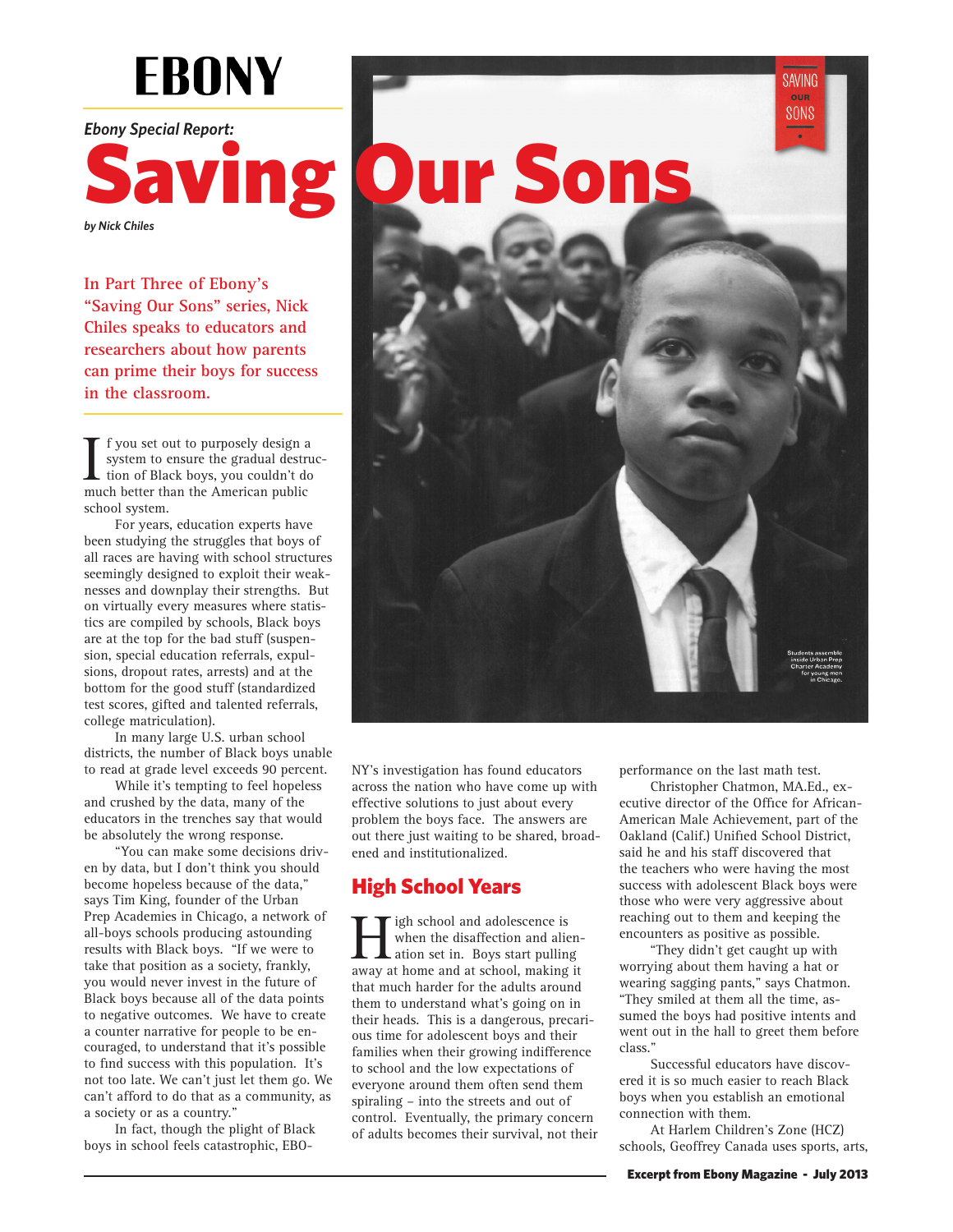# EBONY

*Ebony Special Report:*

# Saving Our Sons

*by Nick Chiles*

**In Part Three of Ebony's "Saving Our Sons" series, Nick Chiles speaks to educators and researchers about how parents can prime their boys for success in the classroom.**

Students assemble inside Urban Prep Charter Academy for young men in Chicago.

If you set out to purposely design a system to ensure the gradual destruction of Black boys, you couldn't do much better than the American public school system.

For years, education experts have been studying the struggles that boys of all races are having with school structures seemingly designed to exploit their weaknesses and downplay their strengths. But on virtually every measures where statistics are compiled by schools, Black boys are at the top for the bad stuff (suspension, special education referrals, expulsions, dropout rates, arrests) and at the bottom for the good stuff (standardized test scores, gifted and talented referrals, college matriculation).

In many large U.S. urban school districts, the number of Black boys unable to read at grade level exceeds 90 percent.

While it's tempting to feel hopeless and crushed by the data, many of the educators in the trenches say that would be absolutely the wrong response.

"You can make some decisions driven by data, but I don't think you should become hopeless because of the data," says Tim King, founder of the Urban Prep Academies in Chicago, a network of all-boys schools producing astounding results with Black boys. "If we were to take that position as a society, frankly, you would never invest in the future of Black boys because all of the data points to negative outcomes. We have to create a counter narrative for people to be encouraged, to understand that it's possible to find success with this population. It's not too late. We can't just let them go. We can't afford to do that as a community, as a society or as a country."

In fact, though the plight of Black boys in school feels catastrophic, EBONY's investigation has found educators across the nation who have come up with effective solutions to just about every problem the boys face. The answers are out there just waiting to be shared, broadened and institutionalized.

## High School Years

High school and adolescence is when the disaffection and alienation set in. Boys start pulling away at home and at school, making it that much harder for the adults around them to understand what's going on in their heads. This is a dangerous, precarious time for adolescent boys and their families when their growing indifference to school and the low expectations of everyone around them often send them spiraling – into the streets and out of control. Eventually, the primary concern of adults becomes their survival, not their performance on the last math test.

Christopher Chatmon, MA.Ed., executive director of the Office for African-American Male Achievement, part of the Oakland (Calif.) Unified School District, said he and his staff discovered that the teachers who were having the most success with adolescent Black boys were those who were very aggressive about reaching out to them and keeping the encounters as positive as possible.

"They didn't get caught up with worrying about them having a hat or wearing sagging pants," says Chatmon. "They smiled at them all the time, assumed the boys had positive intents and went out in the hall to greet them before class."

Successful educators have discovered it is so much easier to reach Black boys when you establish an emotional connection with them.

At Harlem Children's Zone (HCZ) schools, Geoffrey Canada uses sports, arts,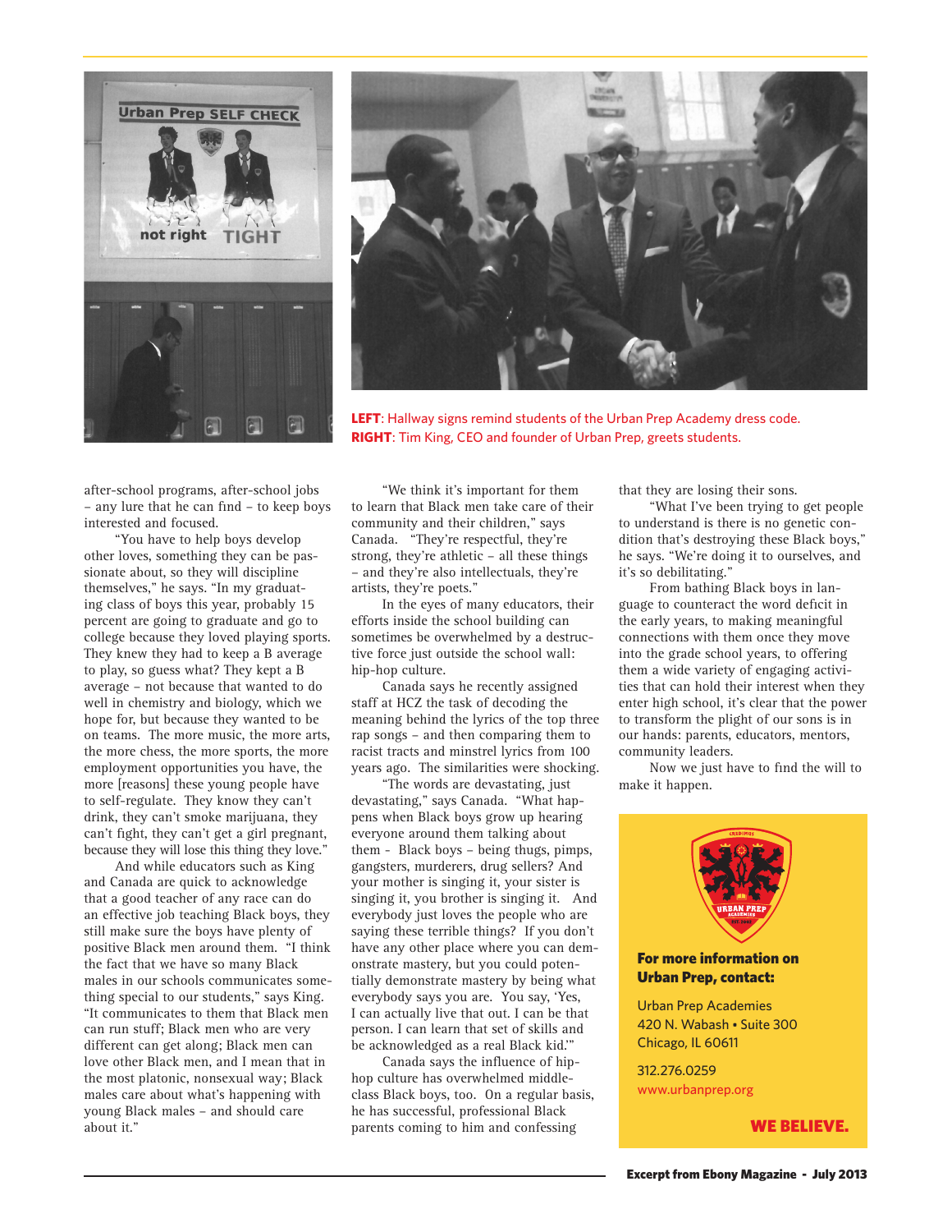**LEFT**: Hallway signs remind students of the Urban Prep Academy dress code.
**RIGHT**: Tim King, CEO and founder of Urban Prep, greets students.

after-school programs, after-school jobs – any lure that he can find – to keep boys interested and focused.

"You have to help boys develop other loves, something they can be passionate about, so they will discipline themselves," he says. "In my graduating class of boys this year, probably 15 percent are going to graduate and go to college because they loved playing sports. They knew they had to keep a B average to play, so guess what? They kept a B average – not because that wanted to do well in chemistry and biology, which we hope for, but because they wanted to be on teams. The more music, the more arts, the more chess, the more sports, the more employment opportunities you have, the more [reasons] these young people have to self-regulate. They know they can't drink, they can't smoke marijuana, they can't fight, they can't get a girl pregnant, because they will lose this thing they love."

And while educators such as King and Canada are quick to acknowledge that a good teacher of any race can do an effective job teaching Black boys, they still make sure the boys have plenty of positive Black men around them. "I think the fact that we have so many Black males in our schools communicates something special to our students," says King. "It communicates to them that Black men can run stuff; Black men who are very different can get along; Black men can love other Black men, and I mean that in the most platonic, nonsexual way; Black males care about what's happening with young Black males – and should care about it."

"We think it's important for them to learn that Black men take care of their community and their children," says Canada. "They're respectful, they're strong, they're athletic – all these things – and they're also intellectuals, they're artists, they're poets."

In the eyes of many educators, their efforts inside the school building can sometimes be overwhelmed by a destructive force just outside the school wall: hip-hop culture.

Canada says he recently assigned staff at HCZ the task of decoding the meaning behind the lyrics of the top three rap songs – and then comparing them to racist tracts and minstrel lyrics from 100 years ago. The similarities were shocking.

"The words are devastating, just devastating," says Canada. "What happens when Black boys grow up hearing everyone around them talking about them - Black boys – being thugs, pimps, gangsters, murderers, drug sellers? And your mother is singing it, your sister is singing it, you brother is singing it. And everybody just loves the people who are saying these terrible things? If you don't have any other place where you can demonstrate mastery, but you could potentially demonstrate mastery by being what everybody says you are. You say, 'Yes, I can actually live that out. I can be that person. I can learn that set of skills and be acknowledged as a real Black kid.'"

Canada says the influence of hip-hop culture has overwhelmed middle-class Black boys, too. On a regular basis, he has successful, professional Black parents coming to him and confessing that they are losing their sons.

"What I've been trying to get people to understand is there is no genetic condition that's destroying these Black boys," he says. "We're doing it to ourselves, and it's so debilitating."

From bathing Black boys in language to counteract the word deficit in the early years, to making meaningful connections with them once they move into the grade school years, to offering them a wide variety of engaging activities that can hold their interest when they enter high school, it's clear that the power to transform the plight of our sons is in our hands: parents, educators, mentors, community leaders.

Now we just have to find the will to make it happen.

**For more information on Urban Prep, contact:**

Urban Prep Academies
420 N. Wabash • Suite 300
Chicago, IL 60611

312.276.0259
www.urbanprep.org

**WE BELIEVE.**

**Excerpt from Ebony Magazine - July 2013**